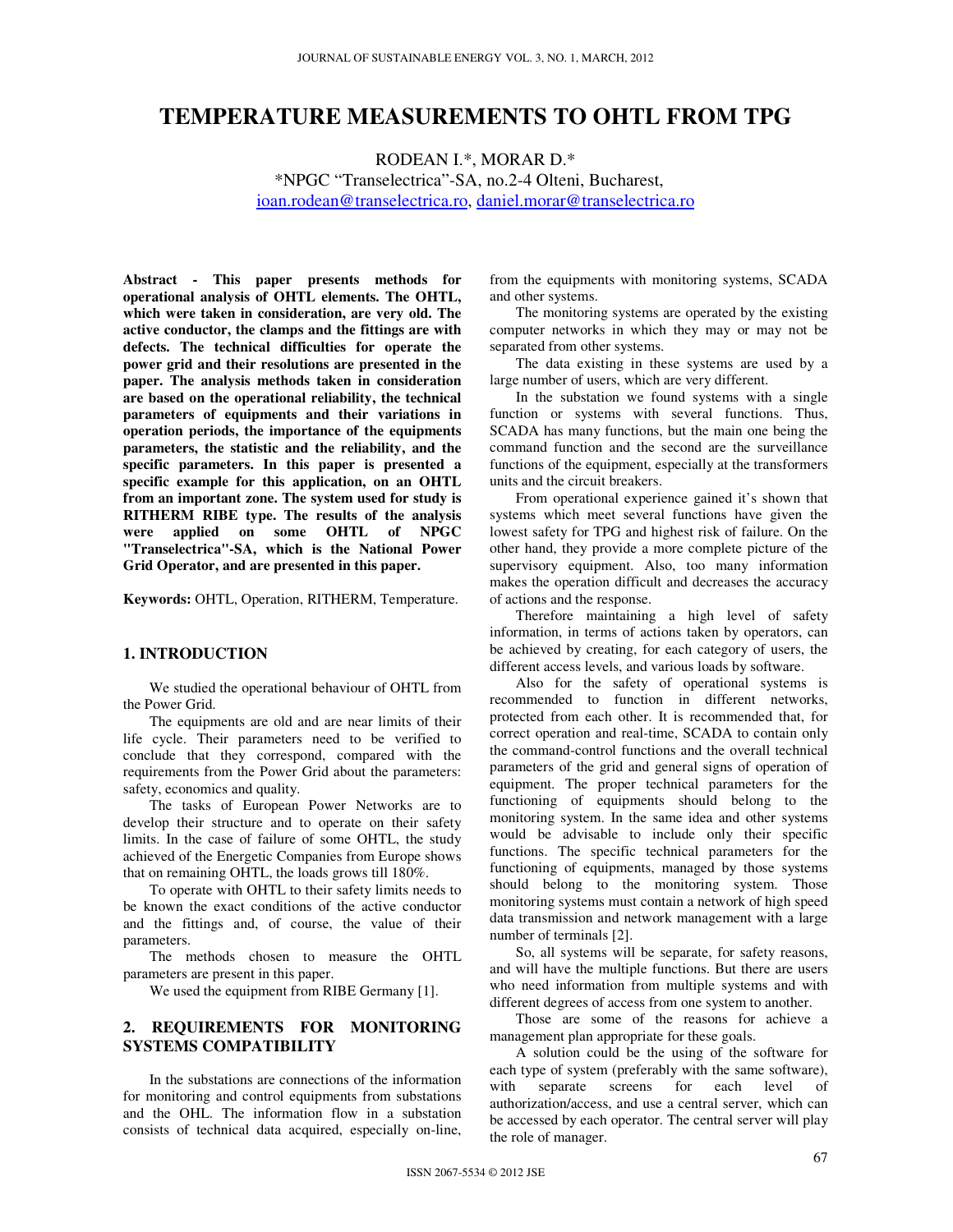# TEMPERATURE MEASUREMENTS TO OHTL FROM TPG

RODEAN I.*, MORAR D.*

*NPGC "Transelectrica"-SA, no.2-4 Olteni, Bucharest,

ioan.rodean@transelectrica.ro, daniel.morar@transelectrica.ro

**Abstract - This paper presents methods for operational analysis of OHTL elements. The OHTL, which were taken in consideration, are very old. The active conductor, the clamps and the fittings are with defects. The technical difficulties for operate the power grid and their resolutions are presented in the paper. The analysis methods taken in consideration are based on the operational reliability, the technical parameters of equipments and their variations in operation periods, the importance of the equipments parameters, the statistic and the reliability, and the specific parameters. In this paper is presented a specific example for this application, on an OHTL from an important zone. The system used for study is RITHERM RIBE type. The results of the analysis were applied on some OHTL of NPGC "Transelectrica"-SA, which is the National Power Grid Operator, and are presented in this paper.**

**Keywords:** OHTL, Operation, RITHERM, Temperature.

## 1. INTRODUCTION

We studied the operational behaviour of OHTL from the Power Grid.

The equipments are old and are near limits of their life cycle. Their parameters need to be verified to conclude that they correspond, compared with the requirements from the Power Grid about the parameters: safety, economics and quality.

The tasks of European Power Networks are to develop their structure and to operate on their safety limits. In the case of failure of some OHTL, the study achieved of the Energetic Companies from Europe shows that on remaining OHTL, the loads grows till 180%.

To operate with OHTL to their safety limits needs to be known the exact conditions of the active conductor and the fittings and, of course, the value of their parameters.

The methods chosen to measure the OHTL parameters are present in this paper.

We used the equipment from RIBE Germany [1].

## 2. REQUIREMENTS FOR MONITORING SYSTEMS COMPATIBILITY

In the substations are connections of the information for monitoring and control equipments from substations and the OHL. The information flow in a substation consists of technical data acquired, especially on-line, from the equipments with monitoring systems, SCADA and other systems.

The monitoring systems are operated by the existing computer networks in which they may or may not be separated from other systems.

The data existing in these systems are used by a large number of users, which are very different.

In the substation we found systems with a single function or systems with several functions. Thus, SCADA has many functions, but the main one being the command function and the second are the surveillance functions of the equipment, especially at the transformers units and the circuit breakers.

From operational experience gained it's shown that systems which meet several functions have given the lowest safety for TPG and highest risk of failure. On the other hand, they provide a more complete picture of the supervisory equipment. Also, too many information makes the operation difficult and decreases the accuracy of actions and the response.

Therefore maintaining a high level of safety information, in terms of actions taken by operators, can be achieved by creating, for each category of users, the different access levels, and various loads by software.

Also for the safety of operational systems is recommended to function in different networks, protected from each other. It is recommended that, for correct operation and real-time, SCADA to contain only the command-control functions and the overall technical parameters of the grid and general signs of operation of equipment. The proper technical parameters for the functioning of equipments should belong to the monitoring system. In the same idea and other systems would be advisable to include only their specific functions. The specific technical parameters for the functioning of equipments, managed by those systems should belong to the monitoring system. Those monitoring systems must contain a network of high speed data transmission and network management with a large number of terminals [2].

So, all systems will be separate, for safety reasons, and will have the multiple functions. But there are users who need information from multiple systems and with different degrees of access from one system to another.

Those are some of the reasons for achieve a management plan appropriate for these goals.

A solution could be the using of the software for each type of system (preferably with the same software), with separate screens for each level of authorization/access, and use a central server, which can be accessed by each operator. The central server will play the role of manager.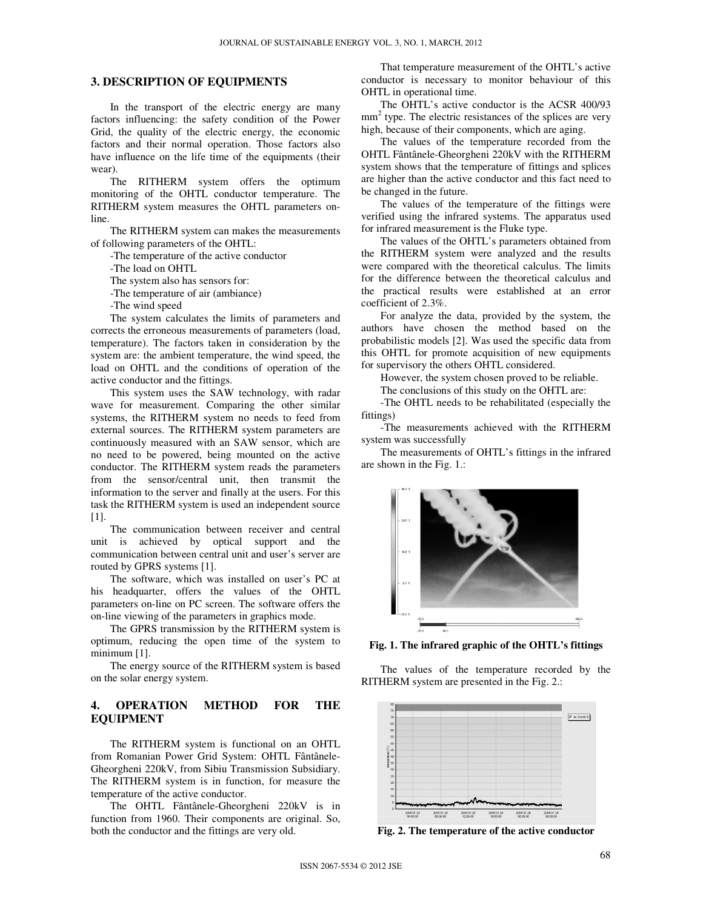## 3. DESCRIPTION OF EQUIPMENTS

In the transport of the electric energy are many factors influencing: the safety condition of the Power Grid, the quality of the electric energy, the economic factors and their normal operation. Those factors also have influence on the life time of the equipments (their wear).

The RITHERM system offers the optimum monitoring of the OHTL conductor temperature. The RITHERM system measures the OHTL parameters on-line.

The RITHERM system can makes the measurements of following parameters of the OHTL:

-The temperature of the active conductor

-The load on OHTL

The system also has sensors for:

-The temperature of air (ambiance)

-The wind speed

The system calculates the limits of parameters and corrects the erroneous measurements of parameters (load, temperature). The factors taken in consideration by the system are: the ambient temperature, the wind speed, the load on OHTL and the conditions of operation of the active conductor and the fittings.

This system uses the SAW technology, with radar wave for measurement. Comparing the other similar systems, the RITHERM system no needs to feed from external sources. The RITHERM system parameters are continuously measured with an SAW sensor, which are no need to be powered, being mounted on the active conductor. The RITHERM system reads the parameters from the sensor/central unit, then transmit the information to the server and finally at the users. For this task the RITHERM system is used an independent source [1].

The communication between receiver and central unit is achieved by optical support and the communication between central unit and user's server are routed by GPRS systems [1].

The software, which was installed on user's PC at his headquarter, offers the values of the OHTL parameters on-line on PC screen. The software offers the on-line viewing of the parameters in graphics mode.

The GPRS transmission by the RITHERM system is optimum, reducing the open time of the system to minimum [1].

The energy source of the RITHERM system is based on the solar energy system.

## 4. OPERATION METHOD FOR THE EQUIPMENT

The RITHERM system is functional on an OHTL from Romanian Power Grid System: OHTL Fântânele-Gheorgheni 220kV, from Sibiu Transmission Subsidiary. The RITHERM system is in function, for measure the temperature of the active conductor.

The OHTL Fântânele-Gheorgheni 220kV is in function from 1960. Their components are original. So, both the conductor and the fittings are very old.

That temperature measurement of the OHTL's active conductor is necessary to monitor behaviour of this OHTL in operational time.

The OHTL's active conductor is the ACSR 400/93 $mm^2$ type. The electric resistances of the splices are very high, because of their components, which are aging.

The values of the temperature recorded from the OHTL Fântânele-Gheorgheni 220kV with the RITHERM system shows that the temperature of fittings and splices are higher than the active conductor and this fact need to be changed in the future.

The values of the temperature of the fittings were verified using the infrared systems. The apparatus used for infrared measurement is the Fluke type.

The values of the OHTL's parameters obtained from the RITHERM system were analyzed and the results were compared with the theoretical calculus. The limits for the difference between the theoretical calculus and the practical results were established at an error coefficient of 2.3%.

For analyze the data, provided by the system, the authors have chosen the method based on the probabilistic models [2]. Was used the specific data from this OHTL for promote acquisition of new equipments for supervisory the others OHTL considered.

However, the system chosen proved to be reliable.

The conclusions of this study on the OHTL are:

-The OHTL needs to be rehabilitated (especially the fittings)

-The measurements achieved with the RITHERM system was successfully

The measurements of OHTL's fittings in the infrared are shown in the Fig. 1.:

**Fig. 1. The infrared graphic of the OHTL's fittings**

The values of the temperature recorded by the RITHERM system are presented in the Fig. 2.:

**Fig. 2. The temperature of the active conductor**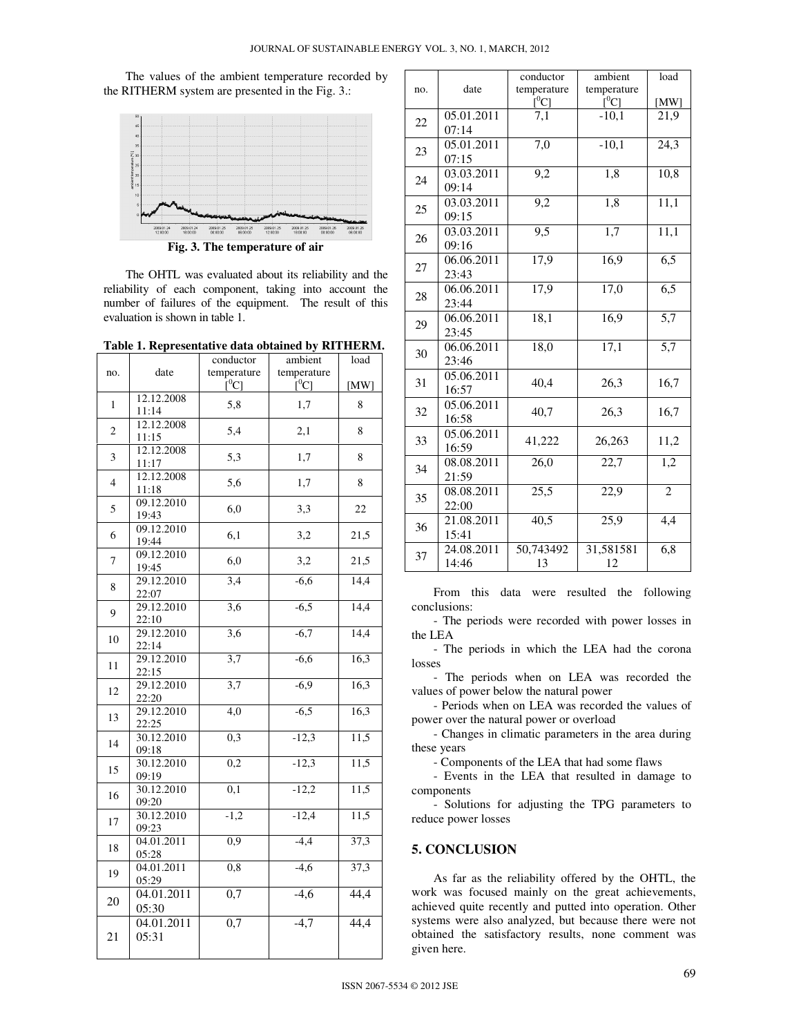The values of the ambient temperature recorded by the RITHERM system are presented in the Fig. 3.:

**Fig. 3. The temperature of air**

The OHTL was evaluated about its reliability and the reliability of each component, taking into account the number of failures of the equipment. The result of this evaluation is shown in table 1.

**Table 1. Representative data obtained by RITHERM.**

| no. | date | conductor temperature [$^0$C] | ambient temperature [$^0$C] | load [MW] |
|---|---|---|---|---|
| 1 | 12.12.2008 11:14 | 5,8 | 1,7 | 8 |
| 2 | 12.12.2008 11:15 | 5,4 | 2,1 | 8 |
| 3 | 12.12.2008 11:17 | 5,3 | 1,7 | 8 |
| 4 | 12.12.2008 11:18 | 5,6 | 1,7 | 8 |
| 5 | 09.12.2010 19:43 | 6,0 | 3,3 | 22 |
| 6 | 09.12.2010 19:44 | 6,1 | 3,2 | 21,5 |
| 7 | 09.12.2010 19:45 | 6,0 | 3,2 | 21,5 |
| 8 | 29.12.2010 22:07 | 3,4 | -6,6 | 14,4 |
| 9 | 29.12.2010 22:10 | 3,6 | -6,5 | 14,4 |
| 10 | 29.12.2010 22:14 | 3,6 | -6,7 | 14,4 |
| 11 | 29.12.2010 22:15 | 3,7 | -6,6 | 16,3 |
| 12 | 29.12.2010 22:20 | 3,7 | -6,9 | 16,3 |
| 13 | 29.12.2010 22:25 | 4,0 | -6,5 | 16,3 |
| 14 | 30.12.2010 09:18 | 0,3 | -12,3 | 11,5 |
| 15 | 30.12.2010 09:19 | 0,2 | -12,3 | 11,5 |
| 16 | 30.12.2010 09:20 | 0,1 | -12,2 | 11,5 |
| 17 | 30.12.2010 09:23 | -1,2 | -12,4 | 11,5 |
| 18 | 04.01.2011 05:28 | 0,9 | -4,4 | 37,3 |
| 19 | 04.01.2011 05:29 | 0,8 | -4,6 | 37,3 |
| 20 | 04.01.2011 05:30 | 0,7 | -4,6 | 44,4 |
| 21 | 04.01.2011 05:31 | 0,7 | -4,7 | 44,4 |
| 22 | 05.01.2011 07:14 | 7,1 | -10,1 | 21,9 |
| 23 | 05.01.2011 07:15 | 7,0 | -10,1 | 24,3 |
| 24 | 03.03.2011 09:14 | 9,2 | 1,8 | 10,8 |
| 25 | 03.03.2011 09:15 | 9,2 | 1,8 | 11,1 |
| 26 | 03.03.2011 09:16 | 9,5 | 1,7 | 11,1 |
| 27 | 06.06.2011 23:43 | 17,9 | 16,9 | 6,5 |
| 28 | 06.06.2011 23:44 | 17,9 | 17,0 | 6,5 |
| 29 | 06.06.2011 23:45 | 18,1 | 16,9 | 5,7 |
| 30 | 06.06.2011 23:46 | 18,0 | 17,1 | 5,7 |
| 31 | 05.06.2011 16:57 | 40,4 | 26,3 | 16,7 |
| 32 | 05.06.2011 16:58 | 40,7 | 26,3 | 16,7 |
| 33 | 05.06.2011 16:59 | 41,222 | 26,263 | 11,2 |
| 34 | 08.08.2011 21:59 | 26,0 | 22,7 | 1,2 |
| 35 | 08.08.2011 22:00 | 25,5 | 22,9 | 2 |
| 36 | 21.08.2011 15:41 | 40,5 | 25,9 | 4,4 |
| 37 | 24.08.2011 14:46 | 50,74349213 | 31,58158112 | 6,8 |

From this data were resulted the following conclusions:

- The periods were recorded with power losses in the LEA
- The periods in which the LEA had the corona losses
- The periods when on LEA was recorded the values of power below the natural power
- Periods when on LEA was recorded the values of power over the natural power or overload
- Changes in climatic parameters in the area during these years
- Components of the LEA that had some flaws
- Events in the LEA that resulted in damage to components
- Solutions for adjusting the TPG parameters to reduce power losses

## 5. CONCLUSION

As far as the reliability offered by the OHTL, the work was focused mainly on the great achievements, achieved quite recently and putted into operation. Other systems were also analyzed, but because there were not obtained the satisfactory results, none comment was given here.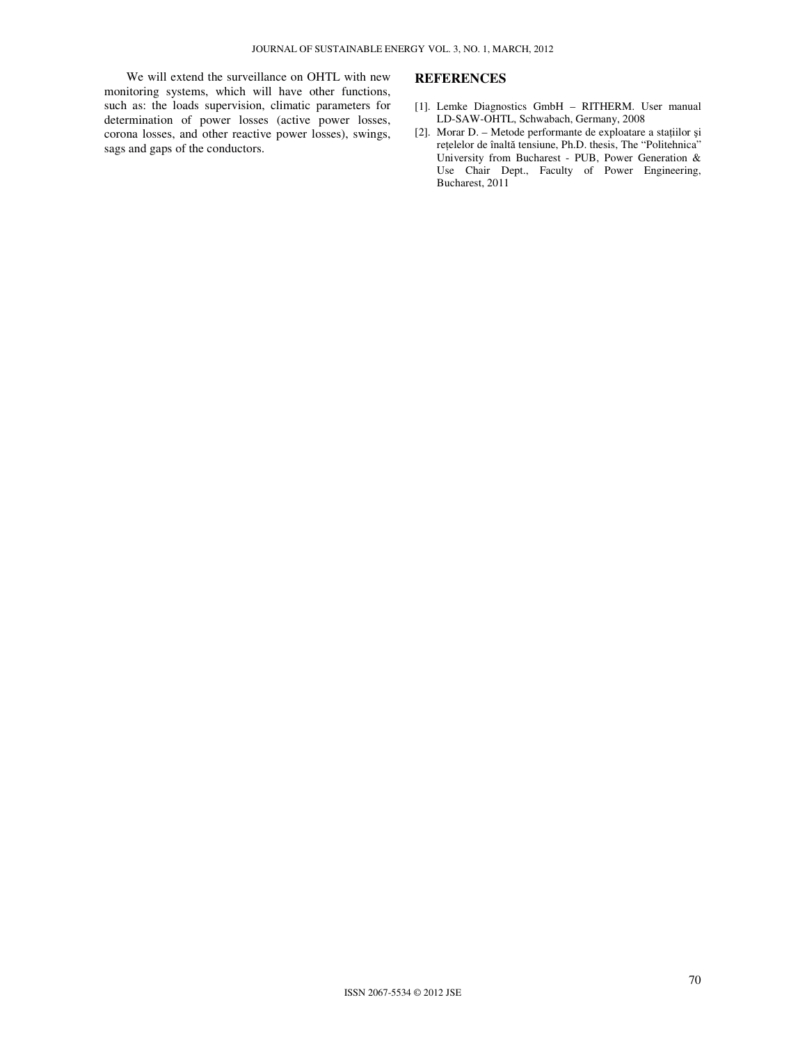We will extend the surveillance on OHTL with new monitoring systems, which will have other functions, such as: the loads supervision, climatic parameters for determination of power losses (active power losses, corona losses, and other reactive power losses), swings, sags and gaps of the conductors.

## REFERENCES

[1]. Lemke Diagnostics GmbH – RITHERM. User manual LD-SAW-OHTL, Schwabach, Germany, 2008

[2]. Morar D. – Metode performante de exploatare a stațiilor și rețelelor de înaltă tensiune, Ph.D. thesis, The "Politehnica" University from Bucharest - PUB, Power Generation & Use Chair Dept., Faculty of Power Engineering, Bucharest, 2011